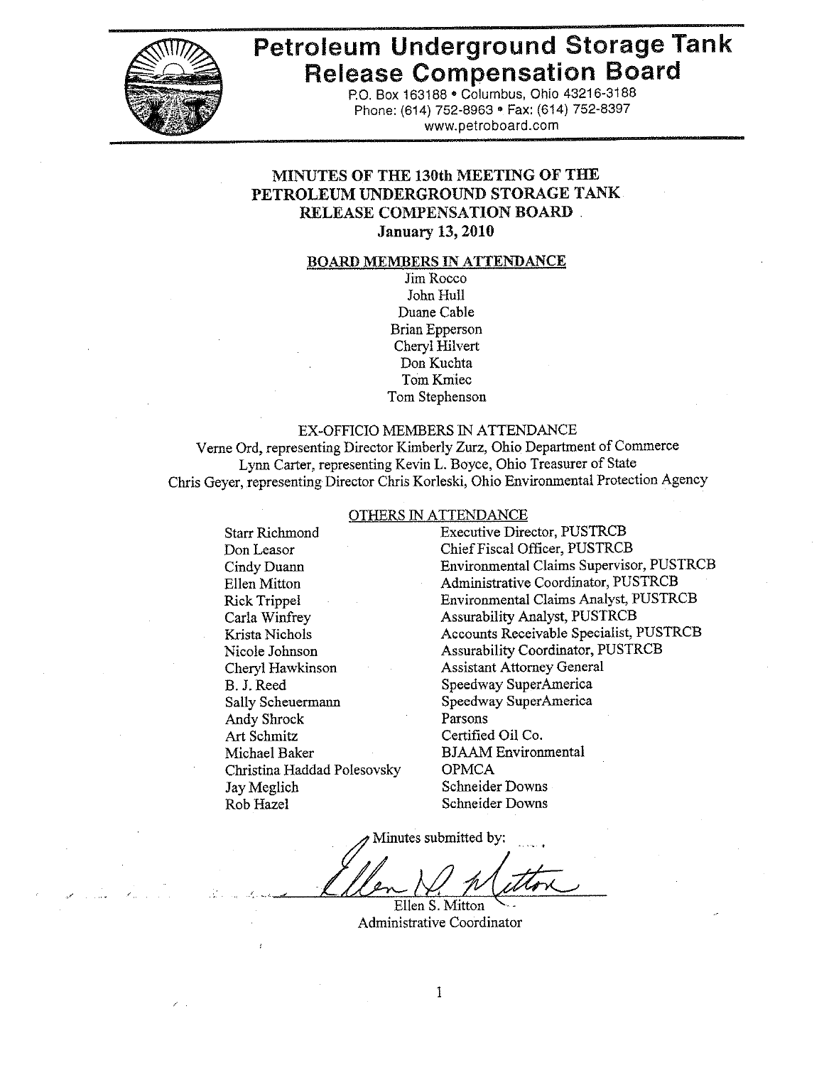# Petroleum Underground Storage Tank Release Compensation Board

P.O. Box 163188 • Columbus, Ohio 43216-3188
Phone: (614) 752-8963 • Fax: (614) 752-8397
www.petroboard.com

## MINUTES OF THE 130th MEETING OF THE PETROLEUM UNDERGROUND STORAGE TANK RELEASE COMPENSATION BOARD
**January 13, 2010**

### BOARD MEMBERS IN ATTENDANCE

Jim Rocco
John Hull
Duane Cable
Brian Epperson
Cheryl Hilvert
Don Kuchta
Tom Kmiec
Tom Stephenson

### EX-OFFICIO MEMBERS IN ATTENDANCE

Verne Ord, representing Director Kimberly Zurz, Ohio Department of Commerce
Lynn Carter, representing Kevin L. Boyce, Ohio Treasurer of State
Chris Geyer, representing Director Chris Korleski, Ohio Environmental Protection Agency

### OTHERS IN ATTENDANCE

| | |
|---|---|
| Starr Richmond | Executive Director, PUSTRCB |
| Don Leasor | Chief Fiscal Officer, PUSTRCB |
| Cindy Duann | Environmental Claims Supervisor, PUSTRCB |
| Ellen Mitton | Administrative Coordinator, PUSTRCB |
| Rick Trippel | Environmental Claims Analyst, PUSTRCB |
| Carla Winfrey | Assurability Analyst, PUSTRCB |
| Krista Nichols | Accounts Receivable Specialist, PUSTRCB |
| Nicole Johnson | Assurability Coordinator, PUSTRCB |
| Cheryl Hawkinson | Assistant Attorney General |
| B. J. Reed | Speedway SuperAmerica |
| Sally Scheuermann | Speedway SuperAmerica |
| Andy Shrock | Parsons |
| Art Schmitz | Certified Oil Co. |
| Michael Baker | BJAAM Environmental |
| Christina Haddad Polesovsky | OPMCA |
| Jay Meglich | Schneider Downs |
| Rob Hazel | Schneider Downs |

Minutes submitted by:

Ellen S. Mitton
Administrative Coordinator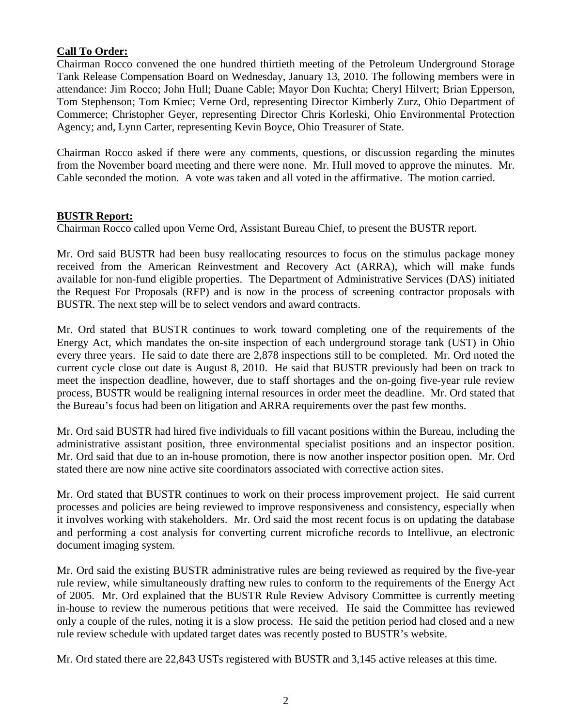**Call To Order:**

Chairman Rocco convened the one hundred thirtieth meeting of the Petroleum Underground Storage Tank Release Compensation Board on Wednesday, January 13, 2010. The following members were in attendance: Jim Rocco; John Hull; Duane Cable; Mayor Don Kuchta; Cheryl Hilvert; Brian Epperson, Tom Stephenson; Tom Kmiec; Verne Ord, representing Director Kimberly Zurz, Ohio Department of Commerce; Christopher Geyer, representing Director Chris Korleski, Ohio Environmental Protection Agency; and, Lynn Carter, representing Kevin Boyce, Ohio Treasurer of State.

Chairman Rocco asked if there were any comments, questions, or discussion regarding the minutes from the November board meeting and there were none. Mr. Hull moved to approve the minutes. Mr. Cable seconded the motion. A vote was taken and all voted in the affirmative. The motion carried.

**BUSTR Report:**

Chairman Rocco called upon Verne Ord, Assistant Bureau Chief, to present the BUSTR report.

Mr. Ord said BUSTR had been busy reallocating resources to focus on the stimulus package money received from the American Reinvestment and Recovery Act (ARRA), which will make funds available for non-fund eligible properties. The Department of Administrative Services (DAS) initiated the Request For Proposals (RFP) and is now in the process of screening contractor proposals with BUSTR. The next step will be to select vendors and award contracts.

Mr. Ord stated that BUSTR continues to work toward completing one of the requirements of the Energy Act, which mandates the on-site inspection of each underground storage tank (UST) in Ohio every three years. He said to date there are 2,878 inspections still to be completed. Mr. Ord noted the current cycle close out date is August 8, 2010. He said that BUSTR previously had been on track to meet the inspection deadline, however, due to staff shortages and the on-going five-year rule review process, BUSTR would be realigning internal resources in order meet the deadline. Mr. Ord stated that the Bureau's focus had been on litigation and ARRA requirements over the past few months.

Mr. Ord said BUSTR had hired five individuals to fill vacant positions within the Bureau, including the administrative assistant position, three environmental specialist positions and an inspector position. Mr. Ord said that due to an in-house promotion, there is now another inspector position open. Mr. Ord stated there are now nine active site coordinators associated with corrective action sites.

Mr. Ord stated that BUSTR continues to work on their process improvement project. He said current processes and policies are being reviewed to improve responsiveness and consistency, especially when it involves working with stakeholders. Mr. Ord said the most recent focus is on updating the database and performing a cost analysis for converting current microfiche records to Intellivue, an electronic document imaging system.

Mr. Ord said the existing BUSTR administrative rules are being reviewed as required by the five-year rule review, while simultaneously drafting new rules to conform to the requirements of the Energy Act of 2005. Mr. Ord explained that the BUSTR Rule Review Advisory Committee is currently meeting in-house to review the numerous petitions that were received. He said the Committee has reviewed only a couple of the rules, noting it is a slow process. He said the petition period had closed and a new rule review schedule with updated target dates was recently posted to BUSTR's website.

Mr. Ord stated there are 22,843 USTs registered with BUSTR and 3,145 active releases at this time.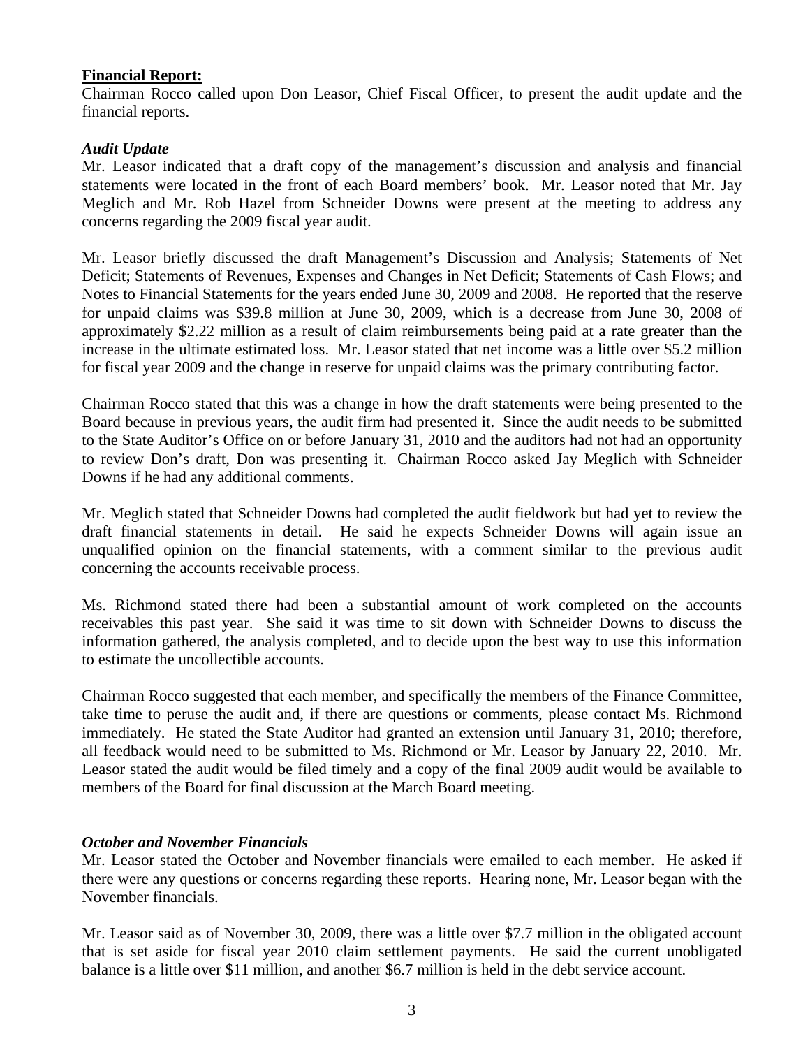**Financial Report:**
Chairman Rocco called upon Don Leasor, Chief Fiscal Officer, to present the audit update and the financial reports.

***Audit Update***
Mr. Leasor indicated that a draft copy of the management's discussion and analysis and financial statements were located in the front of each Board members' book. Mr. Leasor noted that Mr. Jay Meglich and Mr. Rob Hazel from Schneider Downs were present at the meeting to address any concerns regarding the 2009 fiscal year audit.

Mr. Leasor briefly discussed the draft Management's Discussion and Analysis; Statements of Net Deficit; Statements of Revenues, Expenses and Changes in Net Deficit; Statements of Cash Flows; and Notes to Financial Statements for the years ended June 30, 2009 and 2008. He reported that the reserve for unpaid claims was $39.8 million at June 30, 2009, which is a decrease from June 30, 2008 of approximately $2.22 million as a result of claim reimbursements being paid at a rate greater than the increase in the ultimate estimated loss. Mr. Leasor stated that net income was a little over $5.2 million for fiscal year 2009 and the change in reserve for unpaid claims was the primary contributing factor.

Chairman Rocco stated that this was a change in how the draft statements were being presented to the Board because in previous years, the audit firm had presented it. Since the audit needs to be submitted to the State Auditor's Office on or before January 31, 2010 and the auditors had not had an opportunity to review Don's draft, Don was presenting it. Chairman Rocco asked Jay Meglich with Schneider Downs if he had any additional comments.

Mr. Meglich stated that Schneider Downs had completed the audit fieldwork but had yet to review the draft financial statements in detail. He said he expects Schneider Downs will again issue an unqualified opinion on the financial statements, with a comment similar to the previous audit concerning the accounts receivable process.

Ms. Richmond stated there had been a substantial amount of work completed on the accounts receivables this past year. She said it was time to sit down with Schneider Downs to discuss the information gathered, the analysis completed, and to decide upon the best way to use this information to estimate the uncollectible accounts.

Chairman Rocco suggested that each member, and specifically the members of the Finance Committee, take time to peruse the audit and, if there are questions or comments, please contact Ms. Richmond immediately. He stated the State Auditor had granted an extension until January 31, 2010; therefore, all feedback would need to be submitted to Ms. Richmond or Mr. Leasor by January 22, 2010. Mr. Leasor stated the audit would be filed timely and a copy of the final 2009 audit would be available to members of the Board for final discussion at the March Board meeting.

***October and November Financials***
Mr. Leasor stated the October and November financials were emailed to each member. He asked if there were any questions or concerns regarding these reports. Hearing none, Mr. Leasor began with the November financials.

Mr. Leasor said as of November 30, 2009, there was a little over $7.7 million in the obligated account that is set aside for fiscal year 2010 claim settlement payments. He said the current unobligated balance is a little over $11 million, and another $6.7 million is held in the debt service account.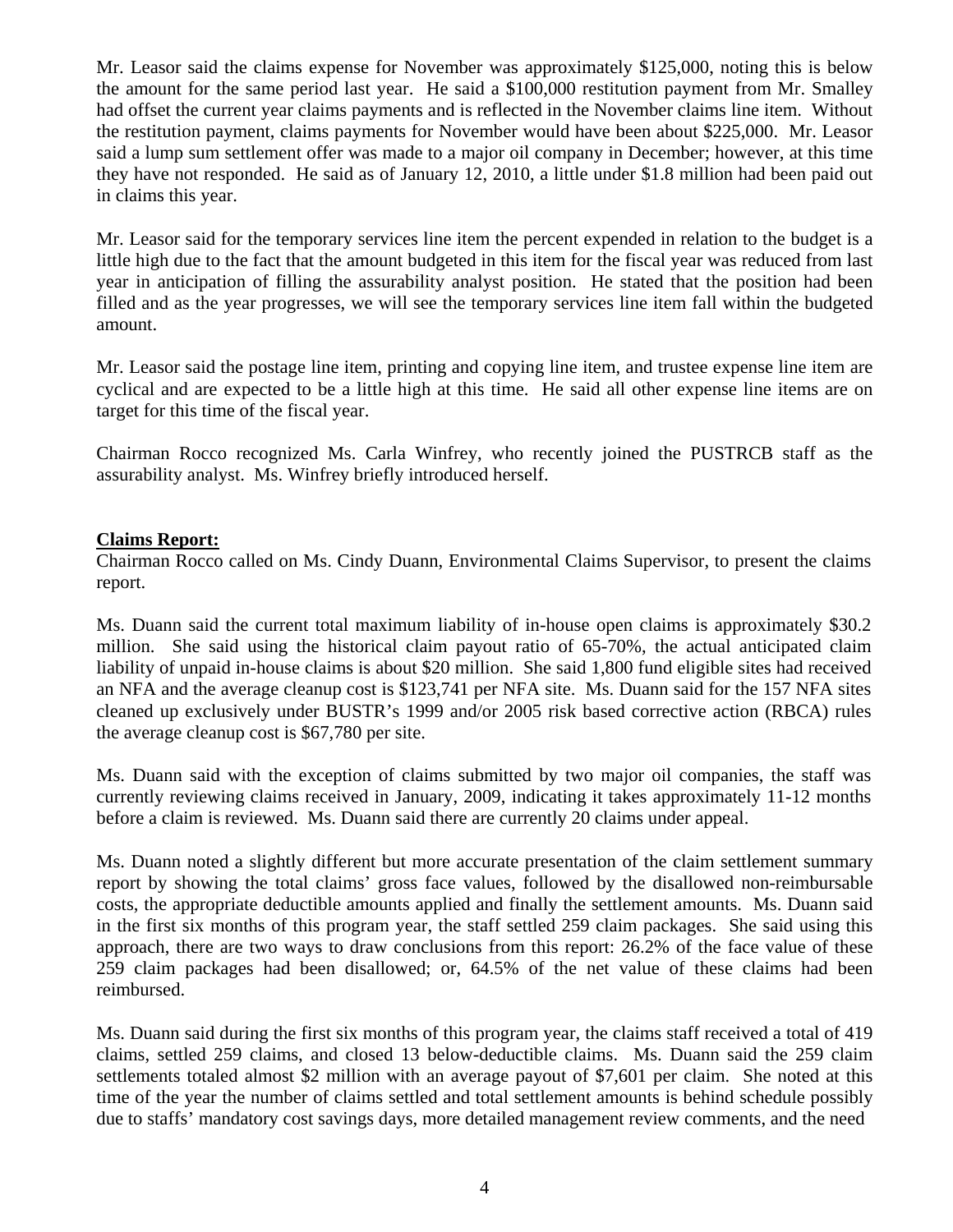Mr. Leasor said the claims expense for November was approximately $125,000, noting this is below the amount for the same period last year. He said a $100,000 restitution payment from Mr. Smalley had offset the current year claims payments and is reflected in the November claims line item. Without the restitution payment, claims payments for November would have been about $225,000. Mr. Leasor said a lump sum settlement offer was made to a major oil company in December; however, at this time they have not responded. He said as of January 12, 2010, a little under $1.8 million had been paid out in claims this year.

Mr. Leasor said for the temporary services line item the percent expended in relation to the budget is a little high due to the fact that the amount budgeted in this item for the fiscal year was reduced from last year in anticipation of filling the assurability analyst position. He stated that the position had been filled and as the year progresses, we will see the temporary services line item fall within the budgeted amount.

Mr. Leasor said the postage line item, printing and copying line item, and trustee expense line item are cyclical and are expected to be a little high at this time. He said all other expense line items are on target for this time of the fiscal year.

Chairman Rocco recognized Ms. Carla Winfrey, who recently joined the PUSTRCB staff as the assurability analyst. Ms. Winfrey briefly introduced herself.

**Claims Report:**

Chairman Rocco called on Ms. Cindy Duann, Environmental Claims Supervisor, to present the claims report.

Ms. Duann said the current total maximum liability of in-house open claims is approximately $30.2 million. She said using the historical claim payout ratio of 65-70%, the actual anticipated claim liability of unpaid in-house claims is about $20 million. She said 1,800 fund eligible sites had received an NFA and the average cleanup cost is $123,741 per NFA site. Ms. Duann said for the 157 NFA sites cleaned up exclusively under BUSTR's 1999 and/or 2005 risk based corrective action (RBCA) rules the average cleanup cost is $67,780 per site.

Ms. Duann said with the exception of claims submitted by two major oil companies, the staff was currently reviewing claims received in January, 2009, indicating it takes approximately 11-12 months before a claim is reviewed. Ms. Duann said there are currently 20 claims under appeal.

Ms. Duann noted a slightly different but more accurate presentation of the claim settlement summary report by showing the total claims' gross face values, followed by the disallowed non-reimbursable costs, the appropriate deductible amounts applied and finally the settlement amounts. Ms. Duann said in the first six months of this program year, the staff settled 259 claim packages. She said using this approach, there are two ways to draw conclusions from this report: 26.2% of the face value of these 259 claim packages had been disallowed; or, 64.5% of the net value of these claims had been reimbursed.

Ms. Duann said during the first six months of this program year, the claims staff received a total of 419 claims, settled 259 claims, and closed 13 below-deductible claims. Ms. Duann said the 259 claim settlements totaled almost $2 million with an average payout of $7,601 per claim. She noted at this time of the year the number of claims settled and total settlement amounts is behind schedule possibly due to staffs' mandatory cost savings days, more detailed management review comments, and the need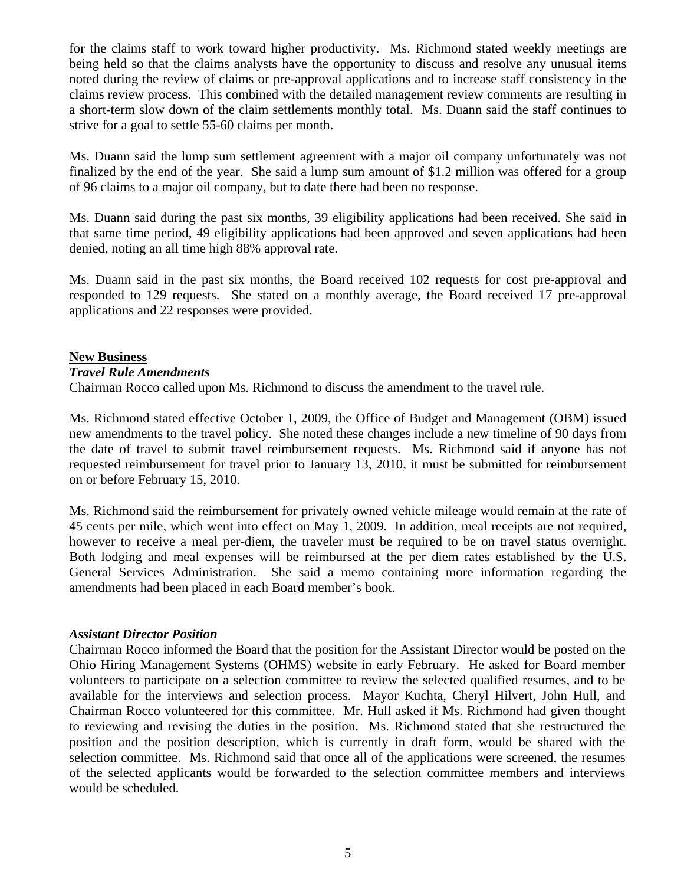for the claims staff to work toward higher productivity. Ms. Richmond stated weekly meetings are being held so that the claims analysts have the opportunity to discuss and resolve any unusual items noted during the review of claims or pre-approval applications and to increase staff consistency in the claims review process. This combined with the detailed management review comments are resulting in a short-term slow down of the claim settlements monthly total. Ms. Duann said the staff continues to strive for a goal to settle 55-60 claims per month.

Ms. Duann said the lump sum settlement agreement with a major oil company unfortunately was not finalized by the end of the year. She said a lump sum amount of $1.2 million was offered for a group of 96 claims to a major oil company, but to date there had been no response.

Ms. Duann said during the past six months, 39 eligibility applications had been received. She said in that same time period, 49 eligibility applications had been approved and seven applications had been denied, noting an all time high 88% approval rate.

Ms. Duann said in the past six months, the Board received 102 requests for cost pre-approval and responded to 129 requests. She stated on a monthly average, the Board received 17 pre-approval applications and 22 responses were provided.

## New Business

### *Travel Rule Amendments*

Chairman Rocco called upon Ms. Richmond to discuss the amendment to the travel rule.

Ms. Richmond stated effective October 1, 2009, the Office of Budget and Management (OBM) issued new amendments to the travel policy. She noted these changes include a new timeline of 90 days from the date of travel to submit travel reimbursement requests. Ms. Richmond said if anyone has not requested reimbursement for travel prior to January 13, 2010, it must be submitted for reimbursement on or before February 15, 2010.

Ms. Richmond said the reimbursement for privately owned vehicle mileage would remain at the rate of 45 cents per mile, which went into effect on May 1, 2009. In addition, meal receipts are not required, however to receive a meal per-diem, the traveler must be required to be on travel status overnight. Both lodging and meal expenses will be reimbursed at the per diem rates established by the U.S. General Services Administration. She said a memo containing more information regarding the amendments had been placed in each Board member's book.

### *Assistant Director Position*

Chairman Rocco informed the Board that the position for the Assistant Director would be posted on the Ohio Hiring Management Systems (OHMS) website in early February. He asked for Board member volunteers to participate on a selection committee to review the selected qualified resumes, and to be available for the interviews and selection process. Mayor Kuchta, Cheryl Hilvert, John Hull, and Chairman Rocco volunteered for this committee. Mr. Hull asked if Ms. Richmond had given thought to reviewing and revising the duties in the position. Ms. Richmond stated that she restructured the position and the position description, which is currently in draft form, would be shared with the selection committee. Ms. Richmond said that once all of the applications were screened, the resumes of the selected applicants would be forwarded to the selection committee members and interviews would be scheduled.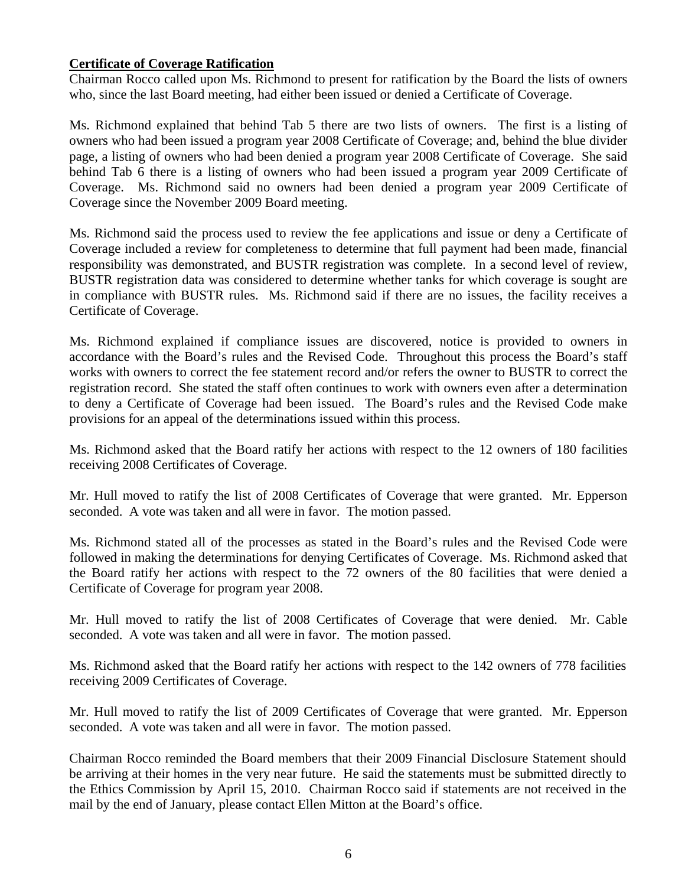**Certificate of Coverage Ratification**

Chairman Rocco called upon Ms. Richmond to present for ratification by the Board the lists of owners who, since the last Board meeting, had either been issued or denied a Certificate of Coverage.

Ms. Richmond explained that behind Tab 5 there are two lists of owners. The first is a listing of owners who had been issued a program year 2008 Certificate of Coverage; and, behind the blue divider page, a listing of owners who had been denied a program year 2008 Certificate of Coverage. She said behind Tab 6 there is a listing of owners who had been issued a program year 2009 Certificate of Coverage. Ms. Richmond said no owners had been denied a program year 2009 Certificate of Coverage since the November 2009 Board meeting.

Ms. Richmond said the process used to review the fee applications and issue or deny a Certificate of Coverage included a review for completeness to determine that full payment had been made, financial responsibility was demonstrated, and BUSTR registration was complete. In a second level of review, BUSTR registration data was considered to determine whether tanks for which coverage is sought are in compliance with BUSTR rules. Ms. Richmond said if there are no issues, the facility receives a Certificate of Coverage.

Ms. Richmond explained if compliance issues are discovered, notice is provided to owners in accordance with the Board's rules and the Revised Code. Throughout this process the Board's staff works with owners to correct the fee statement record and/or refers the owner to BUSTR to correct the registration record. She stated the staff often continues to work with owners even after a determination to deny a Certificate of Coverage had been issued. The Board's rules and the Revised Code make provisions for an appeal of the determinations issued within this process.

Ms. Richmond asked that the Board ratify her actions with respect to the 12 owners of 180 facilities receiving 2008 Certificates of Coverage.

Mr. Hull moved to ratify the list of 2008 Certificates of Coverage that were granted. Mr. Epperson seconded. A vote was taken and all were in favor. The motion passed.

Ms. Richmond stated all of the processes as stated in the Board's rules and the Revised Code were followed in making the determinations for denying Certificates of Coverage. Ms. Richmond asked that the Board ratify her actions with respect to the 72 owners of the 80 facilities that were denied a Certificate of Coverage for program year 2008.

Mr. Hull moved to ratify the list of 2008 Certificates of Coverage that were denied. Mr. Cable seconded. A vote was taken and all were in favor. The motion passed.

Ms. Richmond asked that the Board ratify her actions with respect to the 142 owners of 778 facilities receiving 2009 Certificates of Coverage.

Mr. Hull moved to ratify the list of 2009 Certificates of Coverage that were granted. Mr. Epperson seconded. A vote was taken and all were in favor. The motion passed.

Chairman Rocco reminded the Board members that their 2009 Financial Disclosure Statement should be arriving at their homes in the very near future. He said the statements must be submitted directly to the Ethics Commission by April 15, 2010. Chairman Rocco said if statements are not received in the mail by the end of January, please contact Ellen Mitton at the Board's office.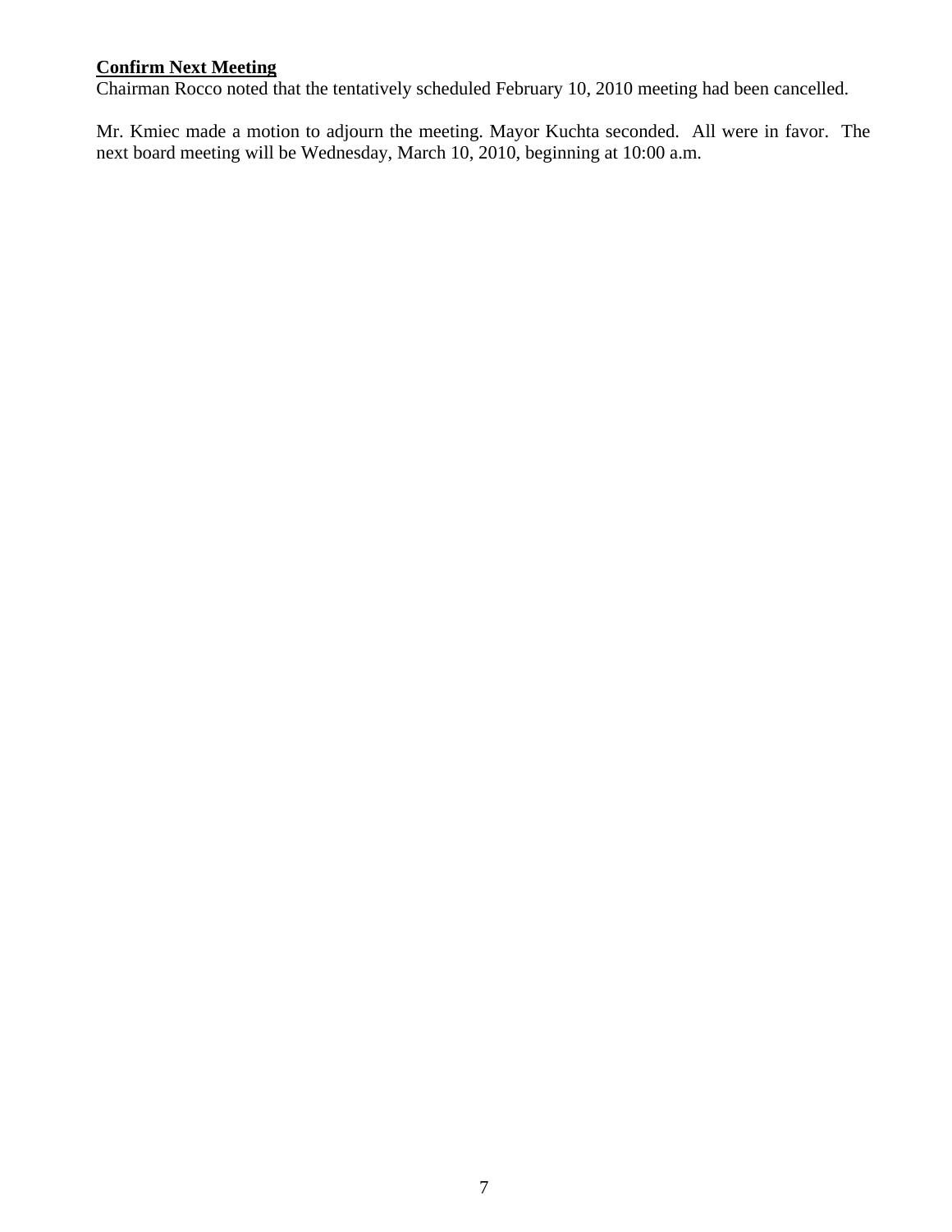**Confirm Next Meeting**

Chairman Rocco noted that the tentatively scheduled February 10, 2010 meeting had been cancelled.

Mr. Kmiec made a motion to adjourn the meeting. Mayor Kuchta seconded. All were in favor. The next board meeting will be Wednesday, March 10, 2010, beginning at 10:00 a.m.